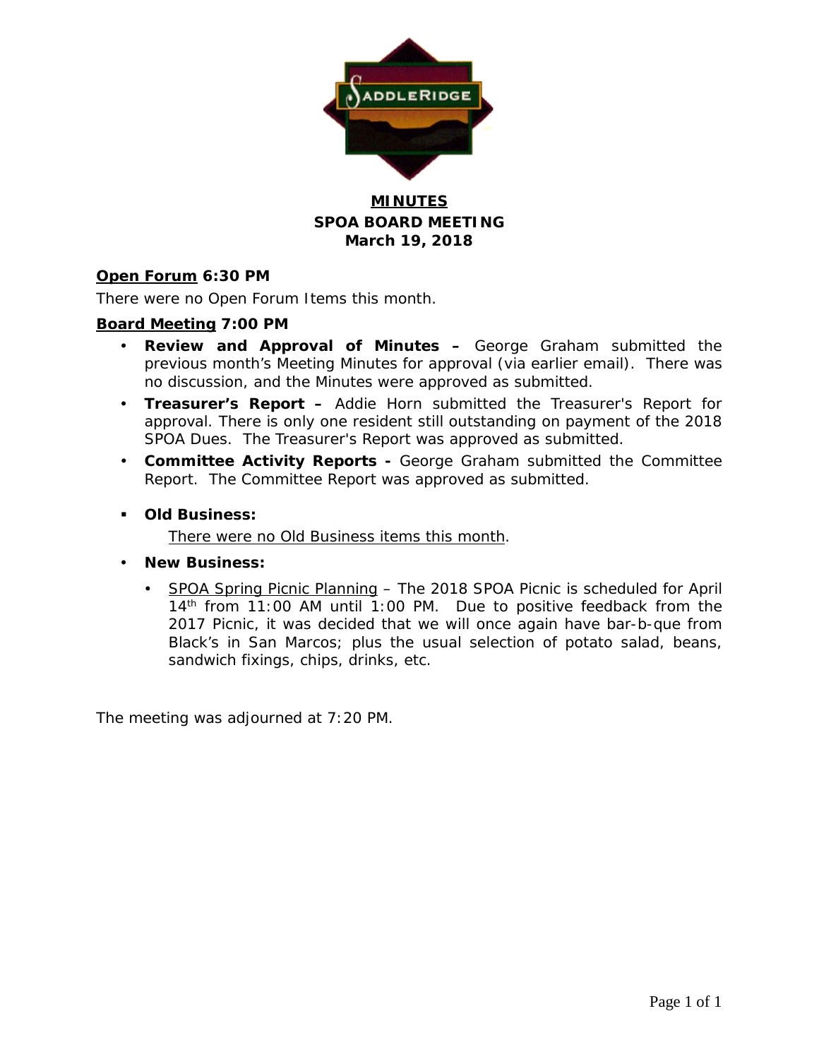**MINUTES**
**SPOA BOARD MEETING**
**March 19, 2018**

**Open Forum 6:30 PM**

There were no Open Forum Items this month.

**Board Meeting 7:00 PM**

- **Review and Approval of Minutes –** George Graham submitted the previous month's Meeting Minutes for approval (via earlier email). There was no discussion, and the Minutes were approved as submitted.
- **Treasurer's Report –** Addie Horn submitted the Treasurer's Report for approval. There is only one resident still outstanding on payment of the 2018 SPOA Dues. The Treasurer's Report was approved as submitted.
- **Committee Activity Reports -** George Graham submitted the Committee Report. The Committee Report was approved as submitted.
- **Old Business:**

  There were no Old Business items this month.

- **New Business:**
  - SPOA Spring Picnic Planning – The 2018 SPOA Picnic is scheduled for April 14th from 11:00 AM until 1:00 PM. Due to positive feedback from the 2017 Picnic, it was decided that we will once again have bar-b-que from Black's in San Marcos; plus the usual selection of potato salad, beans, sandwich fixings, chips, drinks, etc.

The meeting was adjourned at 7:20 PM.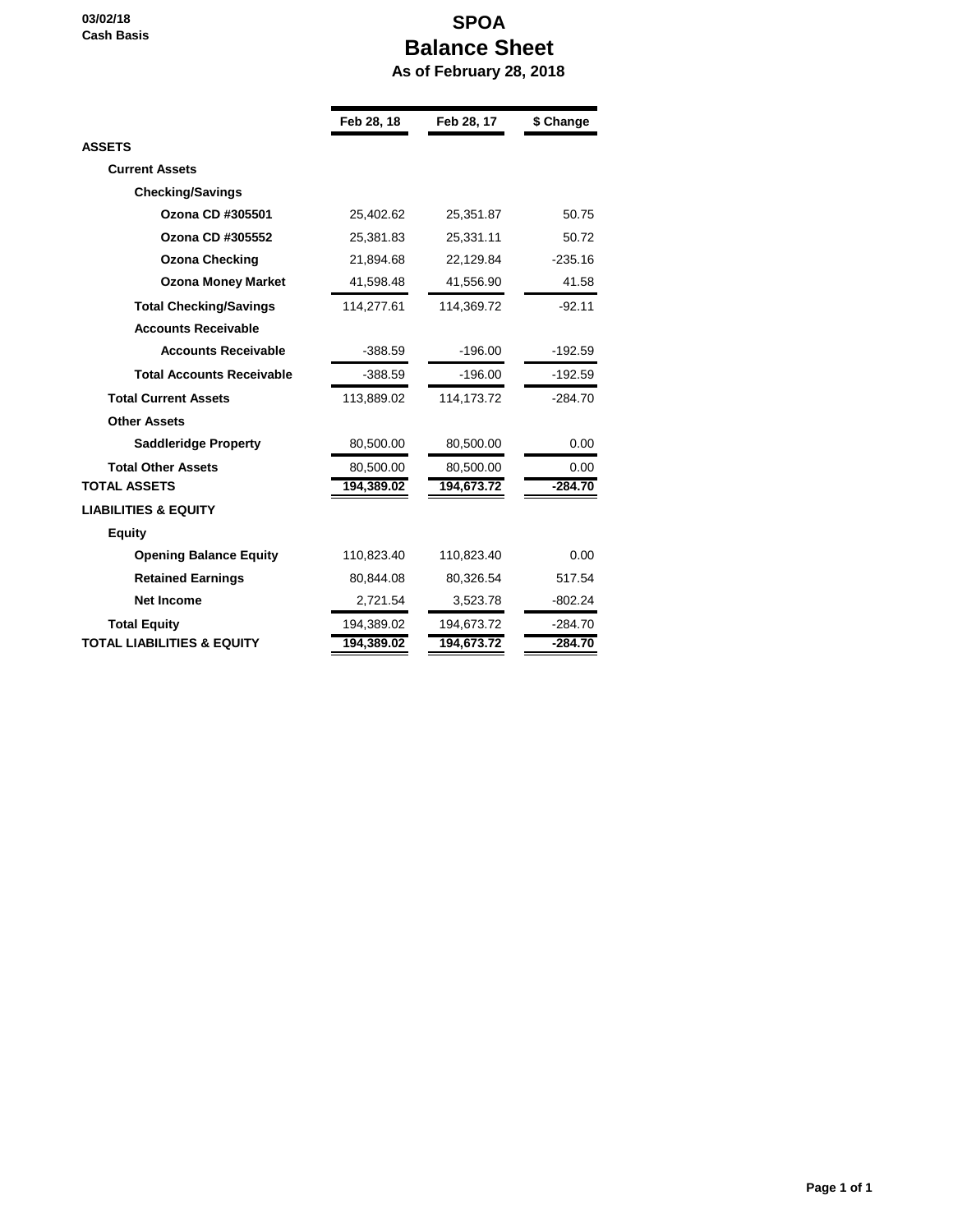03/02/18
Cash Basis

# SPOA
## Balance Sheet
### As of February 28, 2018

| | Feb 28, 18 | Feb 28, 17 | $ Change |
|---|---|---|---|
| **ASSETS** | | | |
| **Current Assets** | | | |
| **Checking/Savings** | | | |
| **Ozona CD #305501** | 25,402.62 | 25,351.87 | 50.75 |
| **Ozona CD #305552** | 25,381.83 | 25,331.11 | 50.72 |
| **Ozona Checking** | 21,894.68 | 22,129.84 | -235.16 |
| **Ozona Money Market** | 41,598.48 | 41,556.90 | 41.58 |
| **Total Checking/Savings** | 114,277.61 | 114,369.72 | -92.11 |
| **Accounts Receivable** | | | |
| **Accounts Receivable** | -388.59 | -196.00 | -192.59 |
| **Total Accounts Receivable** | -388.59 | -196.00 | -192.59 |
| **Total Current Assets** | 113,889.02 | 114,173.72 | -284.70 |
| **Other Assets** | | | |
| **Saddleridge Property** | 80,500.00 | 80,500.00 | 0.00 |
| **Total Other Assets** | 80,500.00 | 80,500.00 | 0.00 |
| **TOTAL ASSETS** | **194,389.02** | **194,673.72** | **-284.70** |
| **LIABILITIES & EQUITY** | | | |
| **Equity** | | | |
| **Opening Balance Equity** | 110,823.40 | 110,823.40 | 0.00 |
| **Retained Earnings** | 80,844.08 | 80,326.54 | 517.54 |
| **Net Income** | 2,721.54 | 3,523.78 | -802.24 |
| **Total Equity** | 194,389.02 | 194,673.72 | -284.70 |
| **TOTAL LIABILITIES & EQUITY** | **194,389.02** | **194,673.72** | **-284.70** |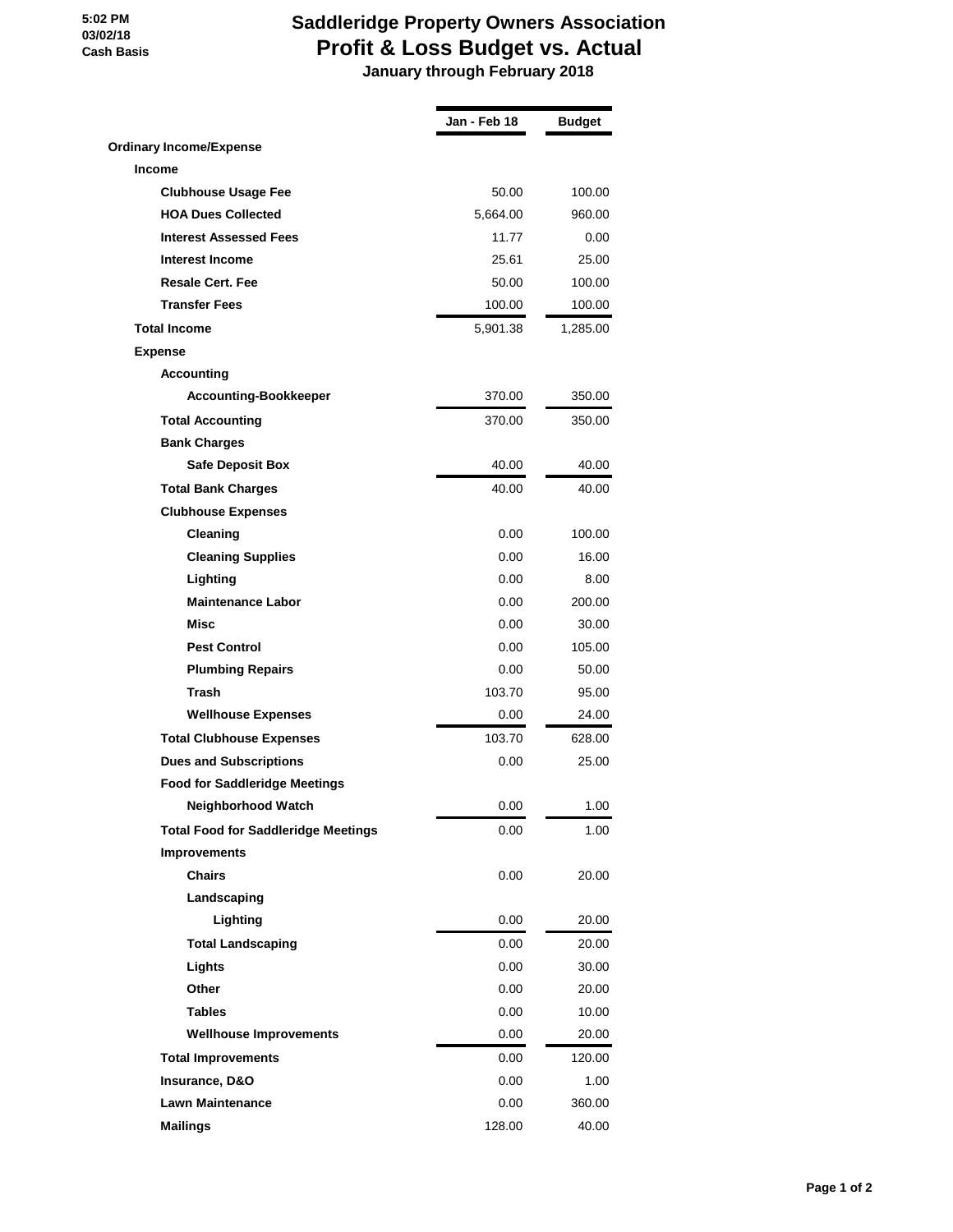5:02 PM
03/02/18
Cash Basis

# Saddleridge Property Owners Association
## Profit & Loss Budget vs. Actual
### January through February 2018

| | Jan - Feb 18 | Budget |
|---|---|---|
| **Ordinary Income/Expense** | | |
| **Income** | | |
| **Clubhouse Usage Fee** | 50.00 | 100.00 |
| **HOA Dues Collected** | 5,664.00 | 960.00 |
| **Interest Assessed Fees** | 11.77 | 0.00 |
| **Interest Income** | 25.61 | 25.00 |
| **Resale Cert. Fee** | 50.00 | 100.00 |
| **Transfer Fees** | 100.00 | 100.00 |
| **Total Income** | 5,901.38 | 1,285.00 |
| **Expense** | | |
| **Accounting** | | |
| **Accounting-Bookkeeper** | 370.00 | 350.00 |
| **Total Accounting** | 370.00 | 350.00 |
| **Bank Charges** | | |
| **Safe Deposit Box** | 40.00 | 40.00 |
| **Total Bank Charges** | 40.00 | 40.00 |
| **Clubhouse Expenses** | | |
| **Cleaning** | 0.00 | 100.00 |
| **Cleaning Supplies** | 0.00 | 16.00 |
| **Lighting** | 0.00 | 8.00 |
| **Maintenance Labor** | 0.00 | 200.00 |
| **Misc** | 0.00 | 30.00 |
| **Pest Control** | 0.00 | 105.00 |
| **Plumbing Repairs** | 0.00 | 50.00 |
| **Trash** | 103.70 | 95.00 |
| **Wellhouse Expenses** | 0.00 | 24.00 |
| **Total Clubhouse Expenses** | 103.70 | 628.00 |
| **Dues and Subscriptions** | 0.00 | 25.00 |
| **Food for Saddleridge Meetings** | | |
| **Neighborhood Watch** | 0.00 | 1.00 |
| **Total Food for Saddleridge Meetings** | 0.00 | 1.00 |
| **Improvements** | | |
| **Chairs** | 0.00 | 20.00 |
| **Landscaping** | | |
| **Lighting** | 0.00 | 20.00 |
| **Total Landscaping** | 0.00 | 20.00 |
| **Lights** | 0.00 | 30.00 |
| **Other** | 0.00 | 20.00 |
| **Tables** | 0.00 | 10.00 |
| **Wellhouse Improvements** | 0.00 | 20.00 |
| **Total Improvements** | 0.00 | 120.00 |
| **Insurance, D&O** | 0.00 | 1.00 |
| **Lawn Maintenance** | 0.00 | 360.00 |
| **Mailings** | 128.00 | 40.00 |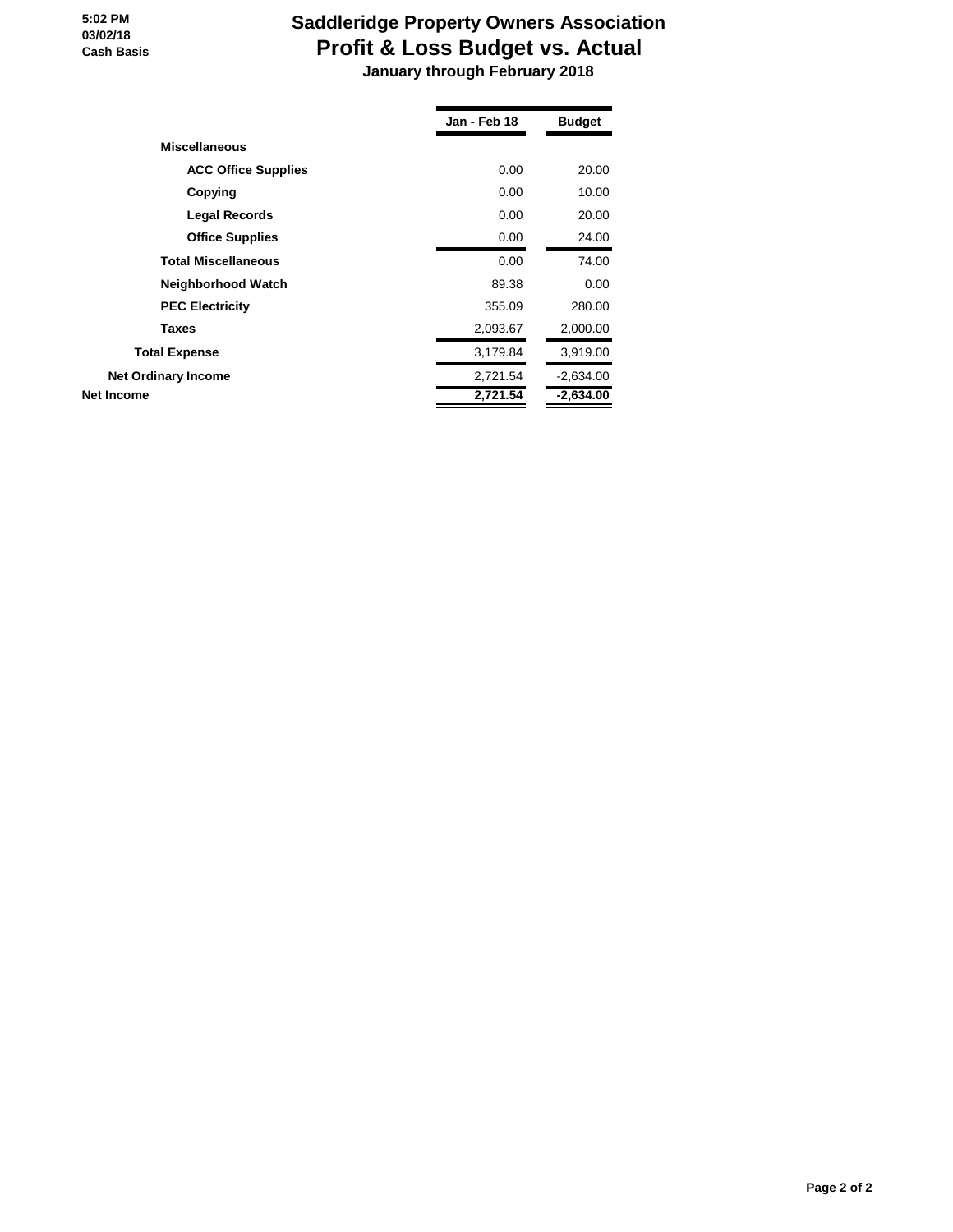5:02 PM
03/02/18
Cash Basis

# Saddleridge Property Owners Association
## Profit & Loss Budget vs. Actual
### January through February 2018

| | Jan - Feb 18 | Budget |
|---|---|---|
| **Miscellaneous** | | |
| **ACC Office Supplies** | 0.00 | 20.00 |
| **Copying** | 0.00 | 10.00 |
| **Legal Records** | 0.00 | 20.00 |
| **Office Supplies** | 0.00 | 24.00 |
| **Total Miscellaneous** | 0.00 | 74.00 |
| **Neighborhood Watch** | 89.38 | 0.00 |
| **PEC Electricity** | 355.09 | 280.00 |
| **Taxes** | 2,093.67 | 2,000.00 |
| **Total Expense** | 3,179.84 | 3,919.00 |
| **Net Ordinary Income** | 2,721.54 | -2,634.00 |
| **Net Income** | **2,721.54** | **-2,634.00** |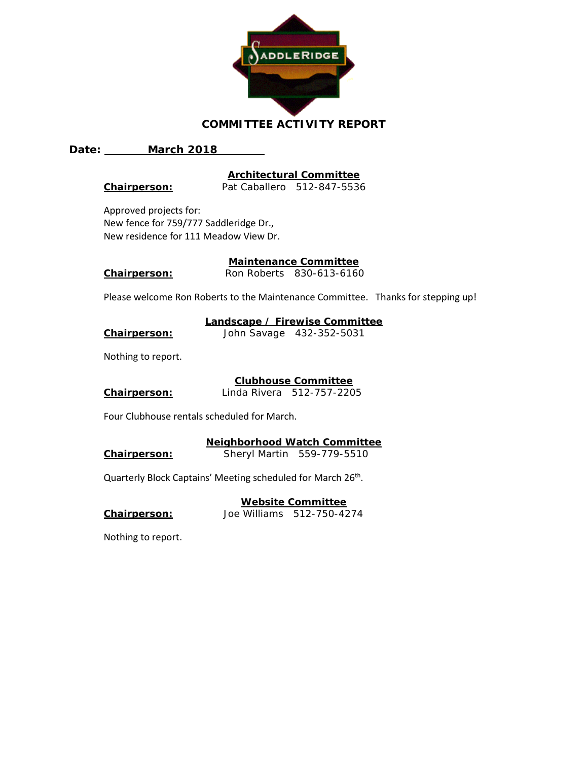# COMMITTEE ACTIVITY REPORT

**Date:** **March 2018**

## Architectural Committee

**Chairperson:** Pat Caballero 512-847-5536

Approved projects for:
New fence for 759/777 Saddleridge Dr.,
New residence for 111 Meadow View Dr.

## Maintenance Committee

**Chairperson:** Ron Roberts 830-613-6160

Please welcome Ron Roberts to the Maintenance Committee. Thanks for stepping up!

## Landscape / Firewise Committee

**Chairperson:** John Savage 432-352-5031

Nothing to report.

## Clubhouse Committee

**Chairperson:** Linda Rivera 512-757-2205

Four Clubhouse rentals scheduled for March.

## Neighborhood Watch Committee

**Chairperson:** Sheryl Martin 559-779-5510

Quarterly Block Captains' Meeting scheduled for March 26th.

## Website Committee

**Chairperson:** Joe Williams 512-750-4274

Nothing to report.